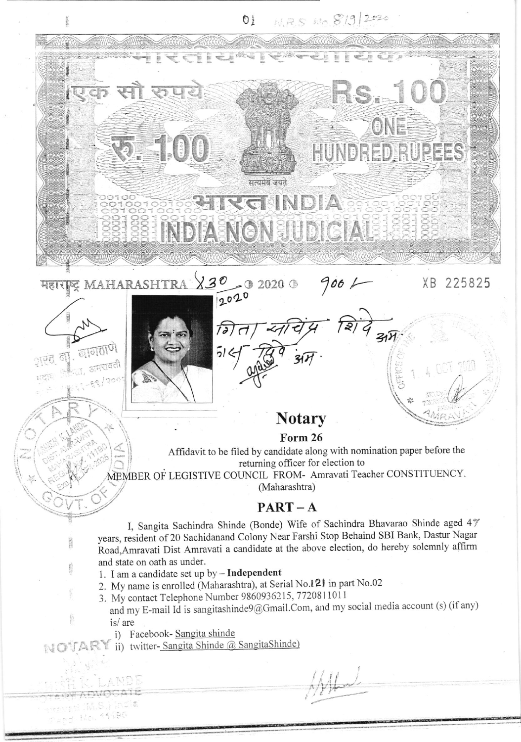01 N.R.S. No. 819/2020

भारतीय गैर न्यायिक

एक सौ रुपये Rs. 100 ONE HUNDRED RUPEES

रु. 100

सत्यमेव जयते

भारत INDIA

INDIA NON JUDICIAL

महाराष्ट्र MAHARASHTRA 2020 XB 225825

# Notary

## Form 26

Affidavit to be filed by candidate along with nomination paper before the returning officer for election to

MEMBER OF LEGISTIVE COUNCIL FROM- Amravati Teacher CONSTITUENCY.

(Maharashtra)

## PART – A

I, Sangita Sachindra Shinde (Bonde) Wife of Sachindra Bhavarao Shinde aged 47 years, resident of 20 Sachidanand Colony Near Farshi Stop Behaind SBI Bank, Dastur Nagar Road,Amravati Dist Amravati a candidate at the above election, do hereby solemnly affirm and state on oath as under.

1. I am a candidate set up by – **Independent**
2. My name is enrolled (Maharashtra), at Serial No.121 in part No.02
3. My contact Telephone Number 9860936215, 7720811011

   and my E-mail Id is sangitashinde9@Gmail.Com, and my social media account (s) (if any) is/ are

   i) Facebook- Sangita shinde

   ii) twitter- Sangita Shinde @ SangitaShinde)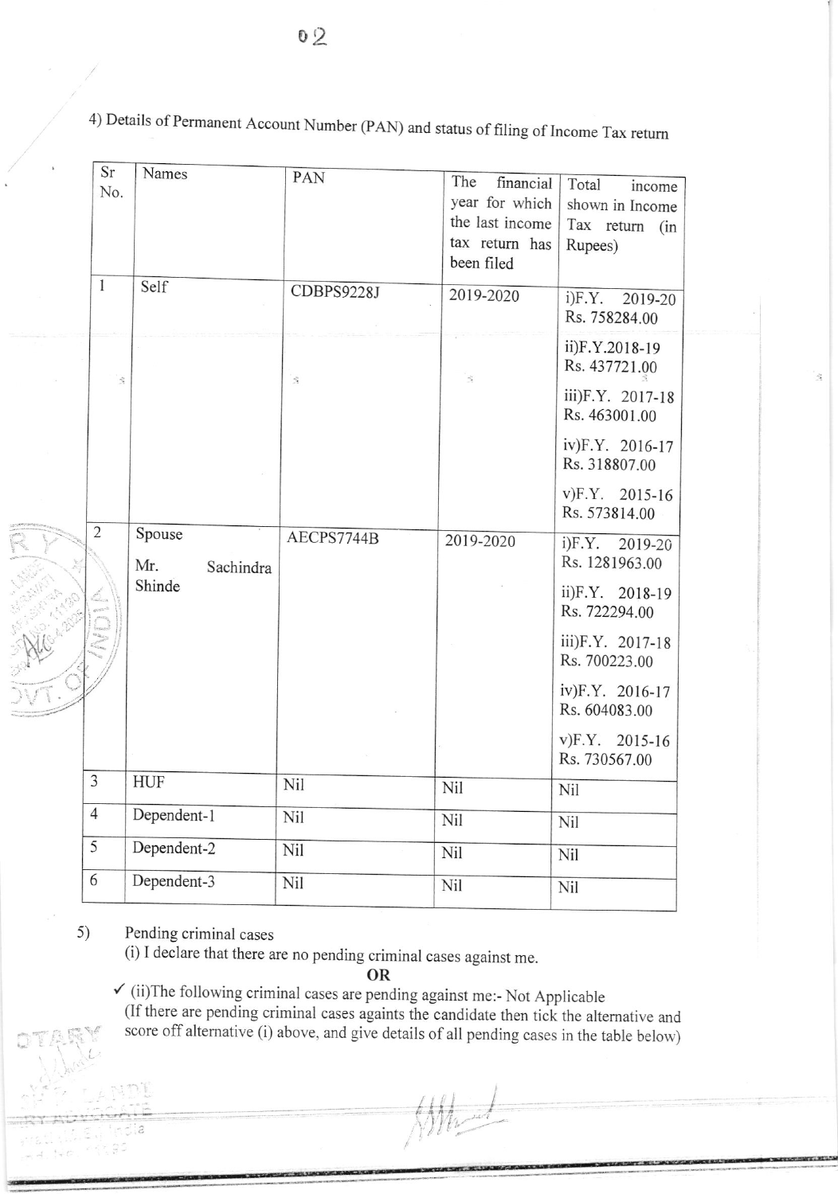4) Details of Permanent Account Number (PAN) and status of filing of Income Tax return

| Sr No. | Names | PAN | The financial year for which the last income tax return has been filed | Total income shown in Income Tax return (in Rupees) |
|---|---|---|---|---|
| 1 | Self | CDBPS9228J | 2019-2020 | i)F.Y. 2019-20 Rs. 758284.00<br>ii)F.Y.2018-19 Rs. 437721.00<br>iii)F.Y. 2017-18 Rs. 463001.00<br>iv)F.Y. 2016-17 Rs. 318807.00<br>v)F.Y. 2015-16 Rs. 573814.00 |
| 2 | Spouse<br>Mr. Sachindra Shinde | AECPS7744B | 2019-2020 | i)F.Y. 2019-20 Rs. 1281963.00<br>ii)F.Y. 2018-19 Rs. 722294.00<br>iii)F.Y. 2017-18 Rs. 700223.00<br>iv)F.Y. 2016-17 Rs. 604083.00<br>v)F.Y. 2015-16 Rs. 730567.00 |
| 3 | HUF | Nil | Nil | Nil |
| 4 | Dependent-1 | Nil | Nil | Nil |
| 5 | Dependent-2 | Nil | Nil | Nil |
| 6 | Dependent-3 | Nil | Nil | Nil |

5) Pending criminal cases

(i) I declare that there are no pending criminal cases against me.

**OR**

✓ (ii)The following criminal cases are pending against me:- Not Applicable

(If there are pending criminal cases againts the candidate then tick the alternative and score off alternative (i) above, and give details of all pending cases in the table below)